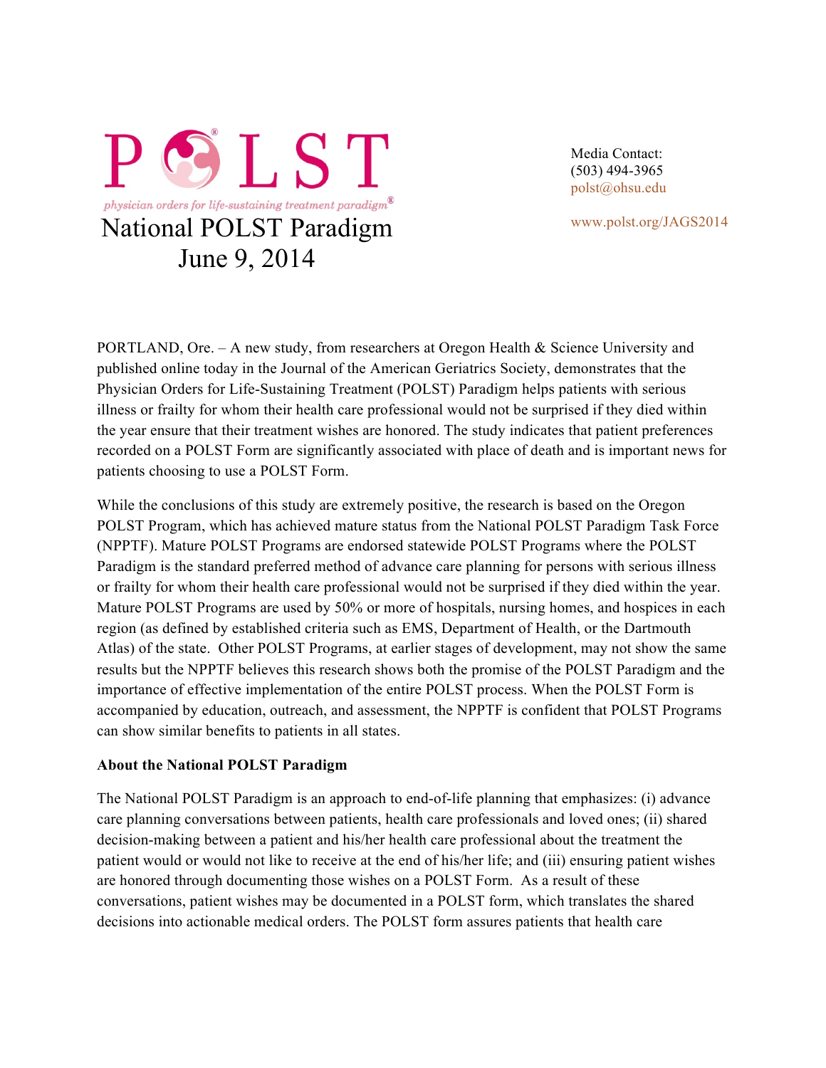# POLST

*physician orders for life-sustaining treatment paradigm®*

## National POLST Paradigm
## June 9, 2014

Media Contact:
(503) 494-3965
polst@ohsu.edu

www.polst.org/JAGS2014

PORTLAND, Ore. – A new study, from researchers at Oregon Health & Science University and published online today in the Journal of the American Geriatrics Society, demonstrates that the Physician Orders for Life-Sustaining Treatment (POLST) Paradigm helps patients with serious illness or frailty for whom their health care professional would not be surprised if they died within the year ensure that their treatment wishes are honored. The study indicates that patient preferences recorded on a POLST Form are significantly associated with place of death and is important news for patients choosing to use a POLST Form.

While the conclusions of this study are extremely positive, the research is based on the Oregon POLST Program, which has achieved mature status from the National POLST Paradigm Task Force (NPPTF). Mature POLST Programs are endorsed statewide POLST Programs where the POLST Paradigm is the standard preferred method of advance care planning for persons with serious illness or frailty for whom their health care professional would not be surprised if they died within the year. Mature POLST Programs are used by 50% or more of hospitals, nursing homes, and hospices in each region (as defined by established criteria such as EMS, Department of Health, or the Dartmouth Atlas) of the state. Other POLST Programs, at earlier stages of development, may not show the same results but the NPPTF believes this research shows both the promise of the POLST Paradigm and the importance of effective implementation of the entire POLST process. When the POLST Form is accompanied by education, outreach, and assessment, the NPPTF is confident that POLST Programs can show similar benefits to patients in all states.

**About the National POLST Paradigm**

The National POLST Paradigm is an approach to end-of-life planning that emphasizes: (i) advance care planning conversations between patients, health care professionals and loved ones; (ii) shared decision-making between a patient and his/her health care professional about the treatment the patient would or would not like to receive at the end of his/her life; and (iii) ensuring patient wishes are honored through documenting those wishes on a POLST Form. As a result of these conversations, patient wishes may be documented in a POLST form, which translates the shared decisions into actionable medical orders. The POLST form assures patients that health care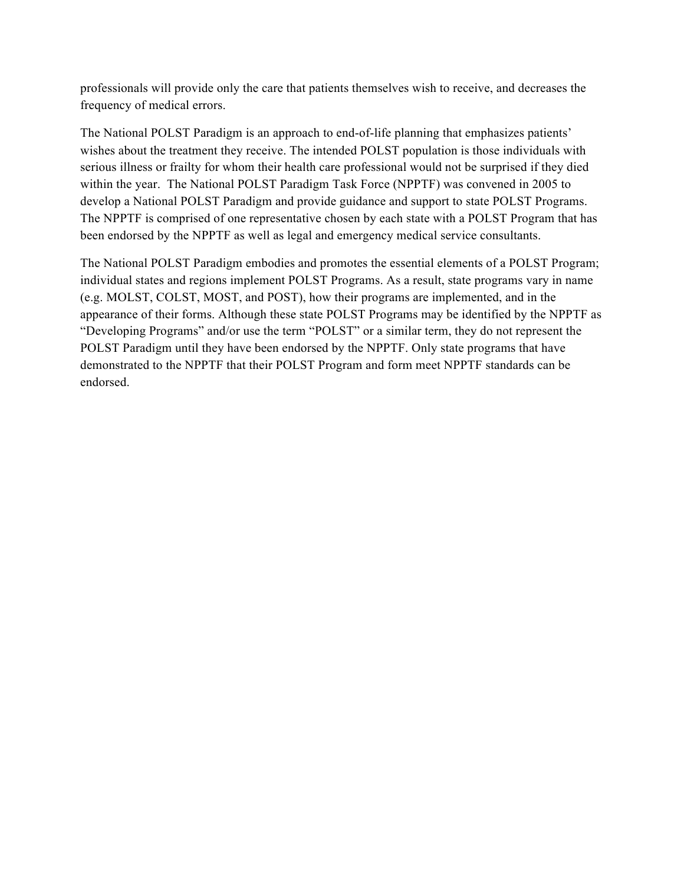professionals will provide only the care that patients themselves wish to receive, and decreases the frequency of medical errors.

The National POLST Paradigm is an approach to end-of-life planning that emphasizes patients' wishes about the treatment they receive. The intended POLST population is those individuals with serious illness or frailty for whom their health care professional would not be surprised if they died within the year. The National POLST Paradigm Task Force (NPPTF) was convened in 2005 to develop a National POLST Paradigm and provide guidance and support to state POLST Programs. The NPPTF is comprised of one representative chosen by each state with a POLST Program that has been endorsed by the NPPTF as well as legal and emergency medical service consultants.

The National POLST Paradigm embodies and promotes the essential elements of a POLST Program; individual states and regions implement POLST Programs. As a result, state programs vary in name (e.g. MOLST, COLST, MOST, and POST), how their programs are implemented, and in the appearance of their forms. Although these state POLST Programs may be identified by the NPPTF as "Developing Programs" and/or use the term "POLST" or a similar term, they do not represent the POLST Paradigm until they have been endorsed by the NPPTF. Only state programs that have demonstrated to the NPPTF that their POLST Program and form meet NPPTF standards can be endorsed.